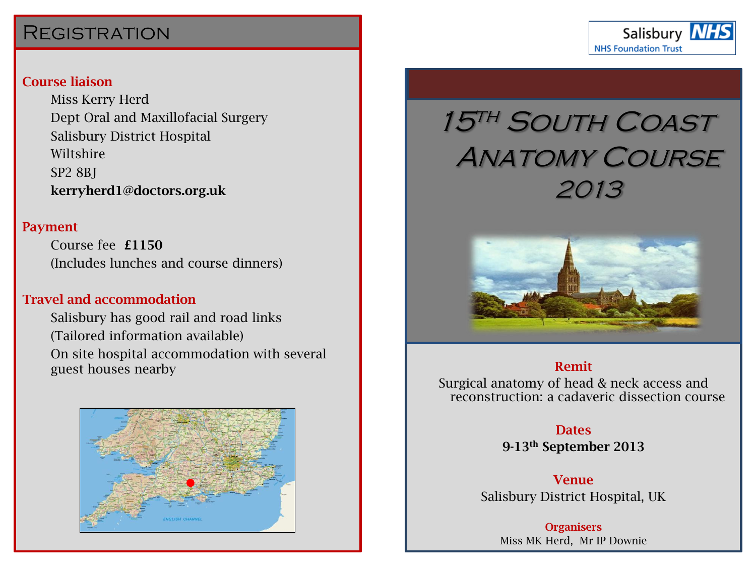# Registration

**Course liaison**

Miss Kerry Herd
Dept Oral and Maxillofacial Surgery
Salisbury District Hospital
Wiltshire
SP2 8BJ
**kerryherd1@doctors.org.uk**

**Payment**

Course fee **£1150**
(Includes lunches and course dinners)

**Travel and accommodation**

Salisbury has good rail and road links
(Tailored information available)
On site hospital accommodation with several guest houses nearby

Salisbury NHS Foundation Trust

# 15TH South Coast Anatomy Course 2013

**Remit**

Surgical anatomy of head & neck access and reconstruction: a cadaveric dissection course

**Dates**

**9-13th September 2013**

**Venue**

Salisbury District Hospital, UK

**Organisers**

Miss MK Herd, Mr IP Downie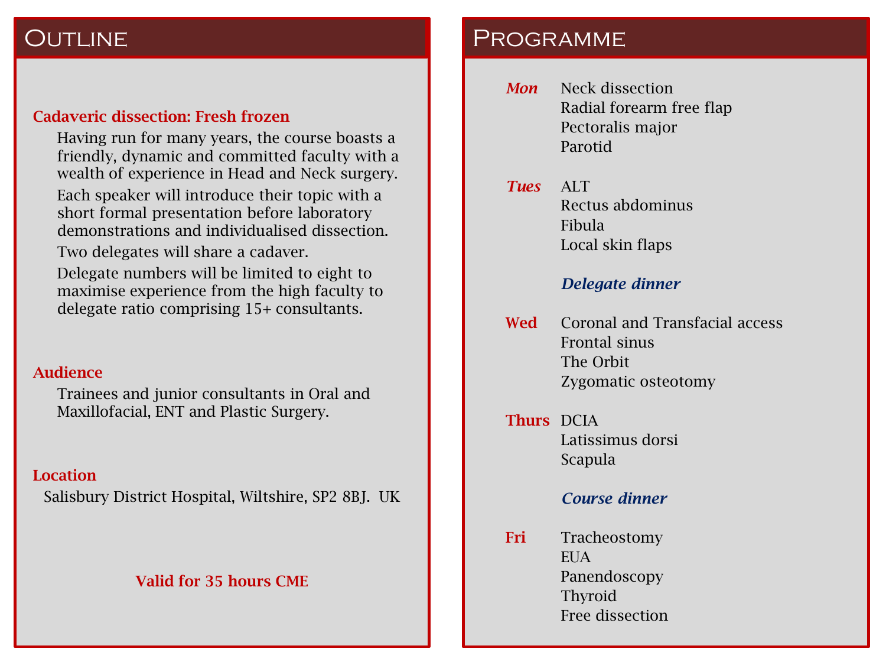## Outline

**Cadaveric dissection: Fresh frozen**

Having run for many years, the course boasts a friendly, dynamic and committed faculty with a wealth of experience in Head and Neck surgery.

Each speaker will introduce their topic with a short formal presentation before laboratory demonstrations and individualised dissection.

Two delegates will share a cadaver.

Delegate numbers will be limited to eight to maximise experience from the high faculty to delegate ratio comprising 15+ consultants.

**Audience**

Trainees and junior consultants in Oral and Maxillofacial, ENT and Plastic Surgery.

**Location**

Salisbury District Hospital, Wiltshire, SP2 8BJ. UK

**Valid for 35 hours CME**

## Programme

***Mon***
- Neck dissection
- Radial forearm free flap
- Pectoralis major
- Parotid

***Tues***
- ALT
- Rectus abdominus
- Fibula
- Local skin flaps

***Delegate dinner***

**Wed**
- Coronal and Transfacial access
- Frontal sinus
- The Orbit
- Zygomatic osteotomy

**Thurs**
- DCIA
- Latissimus dorsi
- Scapula

***Course dinner***

**Fri**
- Tracheostomy
- EUA
- Panendoscopy
- Thyroid
- Free dissection